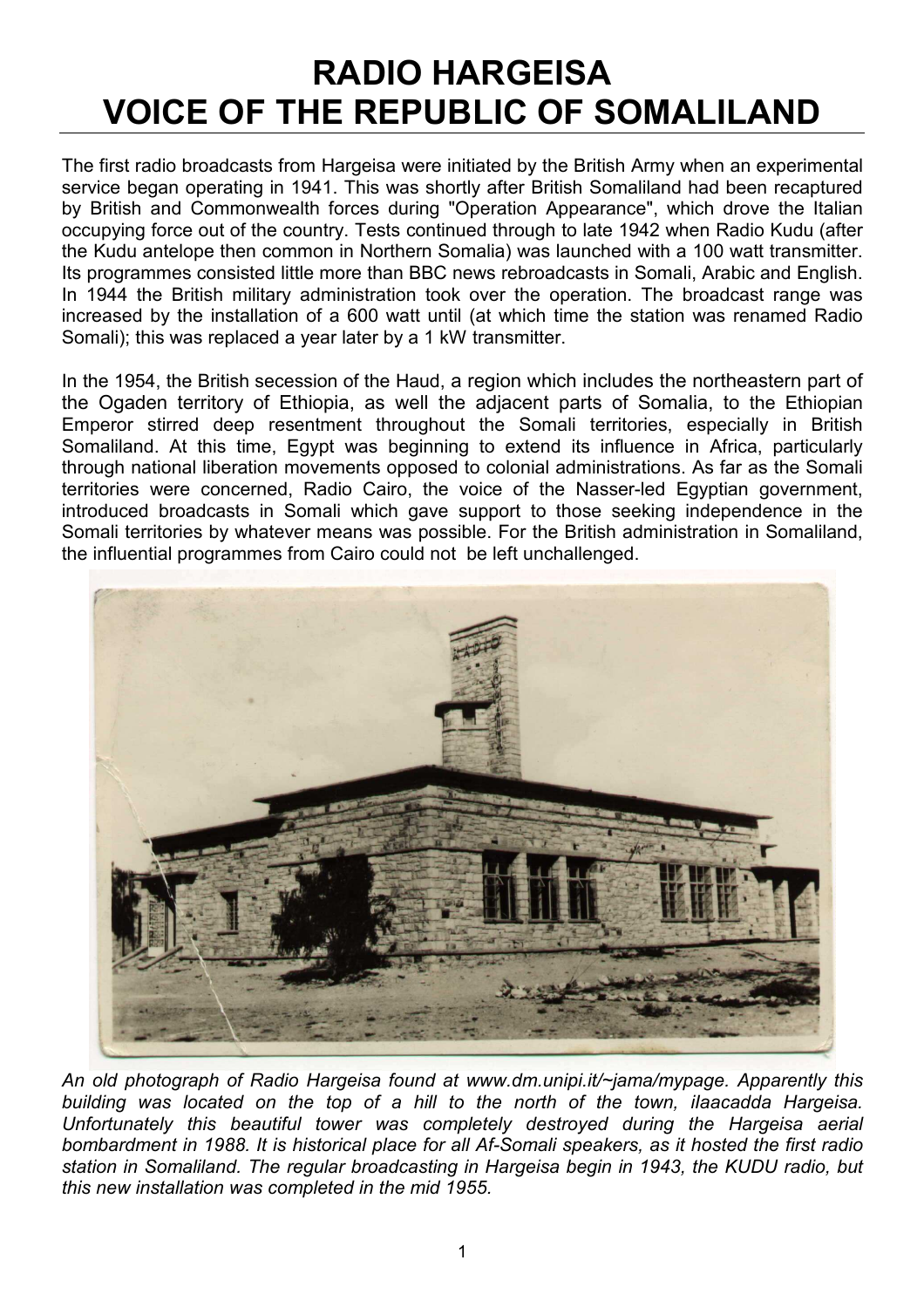# RADIO HARGEISA
# VOICE OF THE REPUBLIC OF SOMALILAND

The first radio broadcasts from Hargeisa were initiated by the British Army when an experimental service began operating in 1941. This was shortly after British Somaliland had been recaptured by British and Commonwealth forces during "Operation Appearance", which drove the Italian occupying force out of the country. Tests continued through to late 1942 when Radio Kudu (after the Kudu antelope then common in Northern Somalia) was launched with a 100 watt transmitter. Its programmes consisted little more than BBC news rebroadcasts in Somali, Arabic and English. In 1944 the British military administration took over the operation. The broadcast range was increased by the installation of a 600 watt until (at which time the station was renamed Radio Somali); this was replaced a year later by a 1 kW transmitter.

In the 1954, the British secession of the Haud, a region which includes the northeastern part of the Ogaden territory of Ethiopia, as well the adjacent parts of Somalia, to the Ethiopian Emperor stirred deep resentment throughout the Somali territories, especially in British Somaliland. At this time, Egypt was beginning to extend its influence in Africa, particularly through national liberation movements opposed to colonial administrations. As far as the Somali territories were concerned, Radio Cairo, the voice of the Nasser-led Egyptian government, introduced broadcasts in Somali which gave support to those seeking independence in the Somali territories by whatever means was possible. For the British administration in Somaliland, the influential programmes from Cairo could not be left unchallenged.

*An old photograph of Radio Hargeisa found at www.dm.unipi.it/~jama/mypage. Apparently this building was located on the top of a hill to the north of the town, ilaacadda Hargeisa. Unfortunately this beautiful tower was completely destroyed during the Hargeisa aerial bombardment in 1988. It is historical place for all Af-Somali speakers, as it hosted the first radio station in Somaliland. The regular broadcasting in Hargeisa begin in 1943, the KUDU radio, but this new installation was completed in the mid 1955.*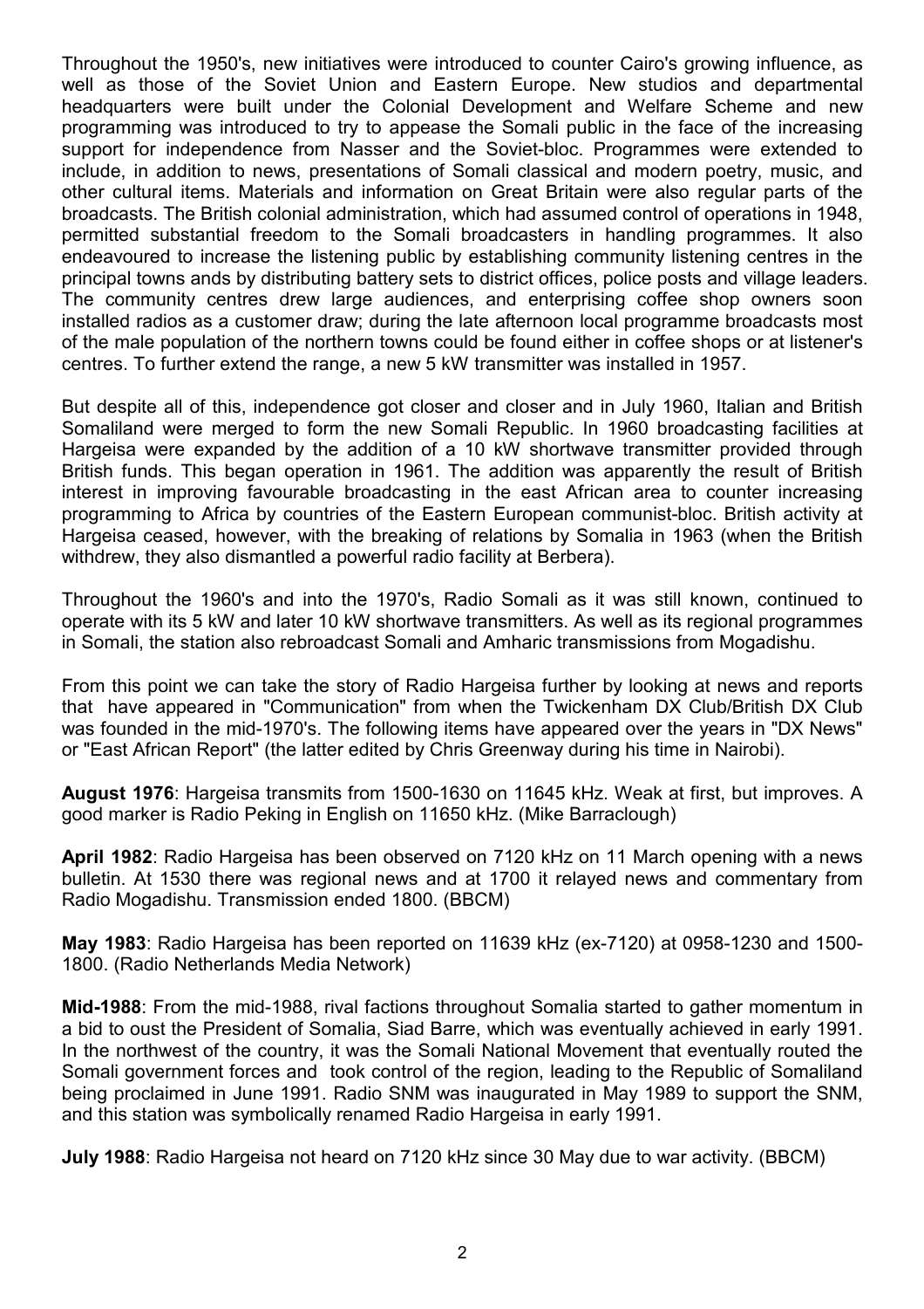Throughout the 1950's, new initiatives were introduced to counter Cairo's growing influence, as well as those of the Soviet Union and Eastern Europe. New studios and departmental headquarters were built under the Colonial Development and Welfare Scheme and new programming was introduced to try to appease the Somali public in the face of the increasing support for independence from Nasser and the Soviet-bloc. Programmes were extended to include, in addition to news, presentations of Somali classical and modern poetry, music, and other cultural items. Materials and information on Great Britain were also regular parts of the broadcasts. The British colonial administration, which had assumed control of operations in 1948, permitted substantial freedom to the Somali broadcasters in handling programmes. It also endeavoured to increase the listening public by establishing community listening centres in the principal towns ands by distributing battery sets to district offices, police posts and village leaders. The community centres drew large audiences, and enterprising coffee shop owners soon installed radios as a customer draw; during the late afternoon local programme broadcasts most of the male population of the northern towns could be found either in coffee shops or at listener's centres. To further extend the range, a new 5 kW transmitter was installed in 1957.

But despite all of this, independence got closer and closer and in July 1960, Italian and British Somaliland were merged to form the new Somali Republic. In 1960 broadcasting facilities at Hargeisa were expanded by the addition of a 10 kW shortwave transmitter provided through British funds. This began operation in 1961. The addition was apparently the result of British interest in improving favourable broadcasting in the east African area to counter increasing programming to Africa by countries of the Eastern European communist-bloc. British activity at Hargeisa ceased, however, with the breaking of relations by Somalia in 1963 (when the British withdrew, they also dismantled a powerful radio facility at Berbera).

Throughout the 1960's and into the 1970's, Radio Somali as it was still known, continued to operate with its 5 kW and later 10 kW shortwave transmitters. As well as its regional programmes in Somali, the station also rebroadcast Somali and Amharic transmissions from Mogadishu.

From this point we can take the story of Radio Hargeisa further by looking at news and reports that have appeared in "Communication" from when the Twickenham DX Club/British DX Club was founded in the mid-1970's. The following items have appeared over the years in "DX News" or "East African Report" (the latter edited by Chris Greenway during his time in Nairobi).

**August 1976**: Hargeisa transmits from 1500-1630 on 11645 kHz. Weak at first, but improves. A good marker is Radio Peking in English on 11650 kHz. (Mike Barraclough)

**April 1982**: Radio Hargeisa has been observed on 7120 kHz on 11 March opening with a news bulletin. At 1530 there was regional news and at 1700 it relayed news and commentary from Radio Mogadishu. Transmission ended 1800. (BBCM)

**May 1983**: Radio Hargeisa has been reported on 11639 kHz (ex-7120) at 0958-1230 and 1500-1800. (Radio Netherlands Media Network)

**Mid-1988**: From the mid-1988, rival factions throughout Somalia started to gather momentum in a bid to oust the President of Somalia, Siad Barre, which was eventually achieved in early 1991. In the northwest of the country, it was the Somali National Movement that eventually routed the Somali government forces and took control of the region, leading to the Republic of Somaliland being proclaimed in June 1991. Radio SNM was inaugurated in May 1989 to support the SNM, and this station was symbolically renamed Radio Hargeisa in early 1991.

**July 1988**: Radio Hargeisa not heard on 7120 kHz since 30 May due to war activity. (BBCM)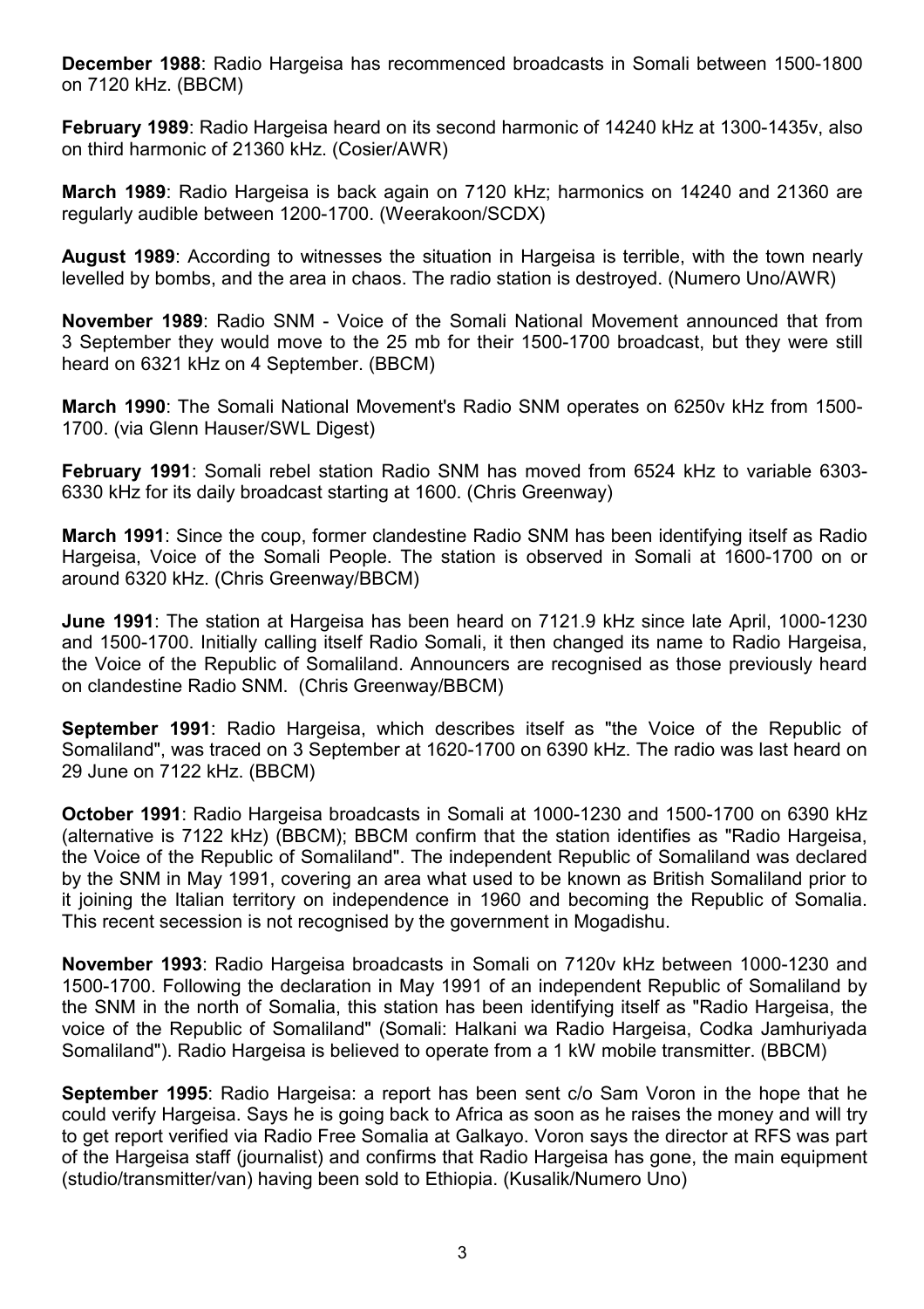**December 1988**: Radio Hargeisa has recommenced broadcasts in Somali between 1500-1800 on 7120 kHz. (BBCM)

**February 1989**: Radio Hargeisa heard on its second harmonic of 14240 kHz at 1300-1435v, also on third harmonic of 21360 kHz. (Cosier/AWR)

**March 1989**: Radio Hargeisa is back again on 7120 kHz; harmonics on 14240 and 21360 are regularly audible between 1200-1700. (Weerakoon/SCDX)

**August 1989**: According to witnesses the situation in Hargeisa is terrible, with the town nearly levelled by bombs, and the area in chaos. The radio station is destroyed. (Numero Uno/AWR)

**November 1989**: Radio SNM - Voice of the Somali National Movement announced that from 3 September they would move to the 25 mb for their 1500-1700 broadcast, but they were still heard on 6321 kHz on 4 September. (BBCM)

**March 1990**: The Somali National Movement's Radio SNM operates on 6250v kHz from 1500-1700. (via Glenn Hauser/SWL Digest)

**February 1991**: Somali rebel station Radio SNM has moved from 6524 kHz to variable 6303-6330 kHz for its daily broadcast starting at 1600. (Chris Greenway)

**March 1991**: Since the coup, former clandestine Radio SNM has been identifying itself as Radio Hargeisa, Voice of the Somali People. The station is observed in Somali at 1600-1700 on or around 6320 kHz. (Chris Greenway/BBCM)

**June 1991**: The station at Hargeisa has been heard on 7121.9 kHz since late April, 1000-1230 and 1500-1700. Initially calling itself Radio Somali, it then changed its name to Radio Hargeisa, the Voice of the Republic of Somaliland. Announcers are recognised as those previously heard on clandestine Radio SNM. (Chris Greenway/BBCM)

**September 1991**: Radio Hargeisa, which describes itself as "the Voice of the Republic of Somaliland", was traced on 3 September at 1620-1700 on 6390 kHz. The radio was last heard on 29 June on 7122 kHz. (BBCM)

**October 1991**: Radio Hargeisa broadcasts in Somali at 1000-1230 and 1500-1700 on 6390 kHz (alternative is 7122 kHz) (BBCM); BBCM confirm that the station identifies as "Radio Hargeisa, the Voice of the Republic of Somaliland". The independent Republic of Somaliland was declared by the SNM in May 1991, covering an area what used to be known as British Somaliland prior to it joining the Italian territory on independence in 1960 and becoming the Republic of Somalia. This recent secession is not recognised by the government in Mogadishu.

**November 1993**: Radio Hargeisa broadcasts in Somali on 7120v kHz between 1000-1230 and 1500-1700. Following the declaration in May 1991 of an independent Republic of Somaliland by the SNM in the north of Somalia, this station has been identifying itself as "Radio Hargeisa, the voice of the Republic of Somaliland" (Somali: Halkani wa Radio Hargeisa, Codka Jamhuriyada Somaliland"). Radio Hargeisa is believed to operate from a 1 kW mobile transmitter. (BBCM)

**September 1995**: Radio Hargeisa: a report has been sent c/o Sam Voron in the hope that he could verify Hargeisa. Says he is going back to Africa as soon as he raises the money and will try to get report verified via Radio Free Somalia at Galkayo. Voron says the director at RFS was part of the Hargeisa staff (journalist) and confirms that Radio Hargeisa has gone, the main equipment (studio/transmitter/van) having been sold to Ethiopia. (Kusalik/Numero Uno)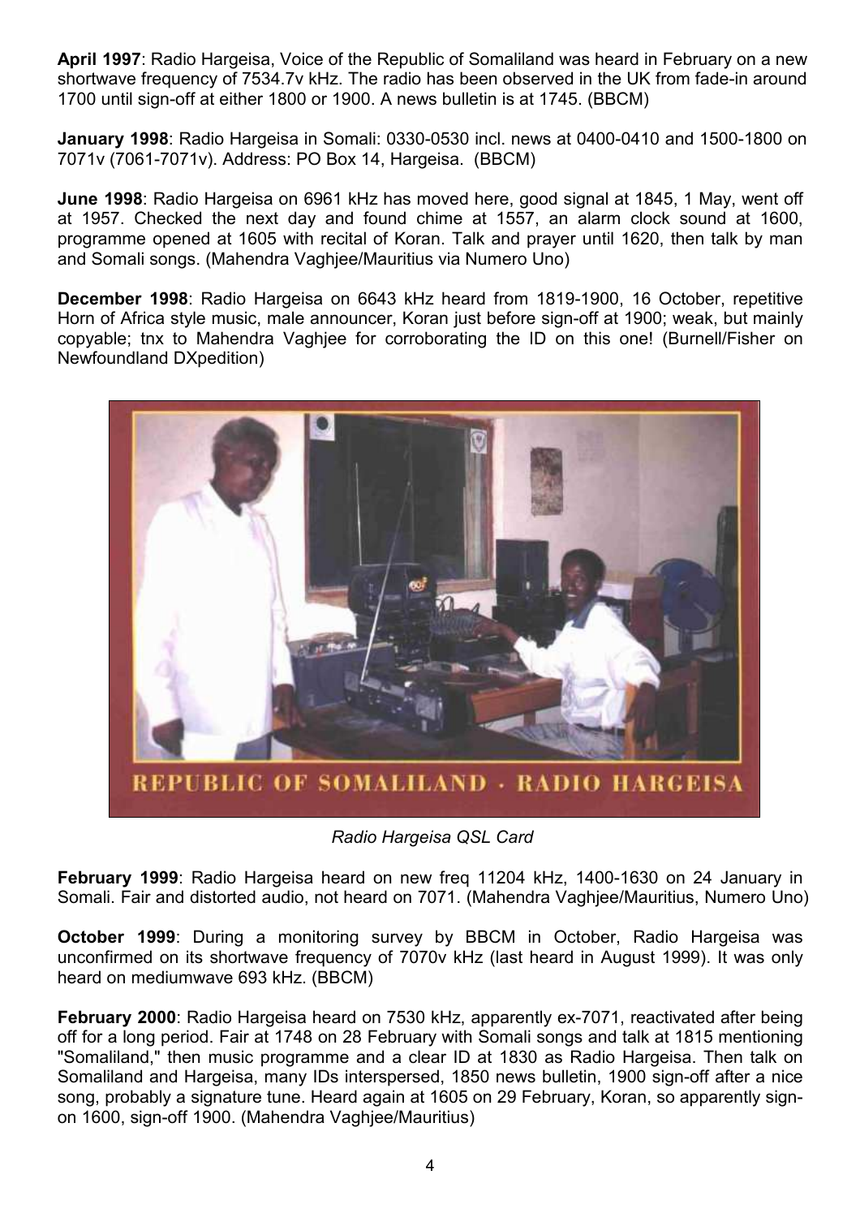**April 1997**: Radio Hargeisa, Voice of the Republic of Somaliland was heard in February on a new shortwave frequency of 7534.7v kHz. The radio has been observed in the UK from fade-in around 1700 until sign-off at either 1800 or 1900. A news bulletin is at 1745. (BBCM)

**January 1998**: Radio Hargeisa in Somali: 0330-0530 incl. news at 0400-0410 and 1500-1800 on 7071v (7061-7071v). Address: PO Box 14, Hargeisa. (BBCM)

**June 1998**: Radio Hargeisa on 6961 kHz has moved here, good signal at 1845, 1 May, went off at 1957. Checked the next day and found chime at 1557, an alarm clock sound at 1600, programme opened at 1605 with recital of Koran. Talk and prayer until 1620, then talk by man and Somali songs. (Mahendra Vaghjee/Mauritius via Numero Uno)

**December 1998**: Radio Hargeisa on 6643 kHz heard from 1819-1900, 16 October, repetitive Horn of Africa style music, male announcer, Koran just before sign-off at 1900; weak, but mainly copyable; tnx to Mahendra Vaghjee for corroborating the ID on this one! (Burnell/Fisher on Newfoundland DXpedition)

REPUBLIC OF SOMALILAND · RADIO HARGEISA

*Radio Hargeisa QSL Card*

**February 1999**: Radio Hargeisa heard on new freq 11204 kHz, 1400-1630 on 24 January in Somali. Fair and distorted audio, not heard on 7071. (Mahendra Vaghjee/Mauritius, Numero Uno)

**October 1999**: During a monitoring survey by BBCM in October, Radio Hargeisa was unconfirmed on its shortwave frequency of 7070v kHz (last heard in August 1999). It was only heard on mediumwave 693 kHz. (BBCM)

**February 2000**: Radio Hargeisa heard on 7530 kHz, apparently ex-7071, reactivated after being off for a long period. Fair at 1748 on 28 February with Somali songs and talk at 1815 mentioning "Somaliland," then music programme and a clear ID at 1830 as Radio Hargeisa. Then talk on Somaliland and Hargeisa, many IDs interspersed, 1850 news bulletin, 1900 sign-off after a nice song, probably a signature tune. Heard again at 1605 on 29 February, Koran, so apparently sign-on 1600, sign-off 1900. (Mahendra Vaghjee/Mauritius)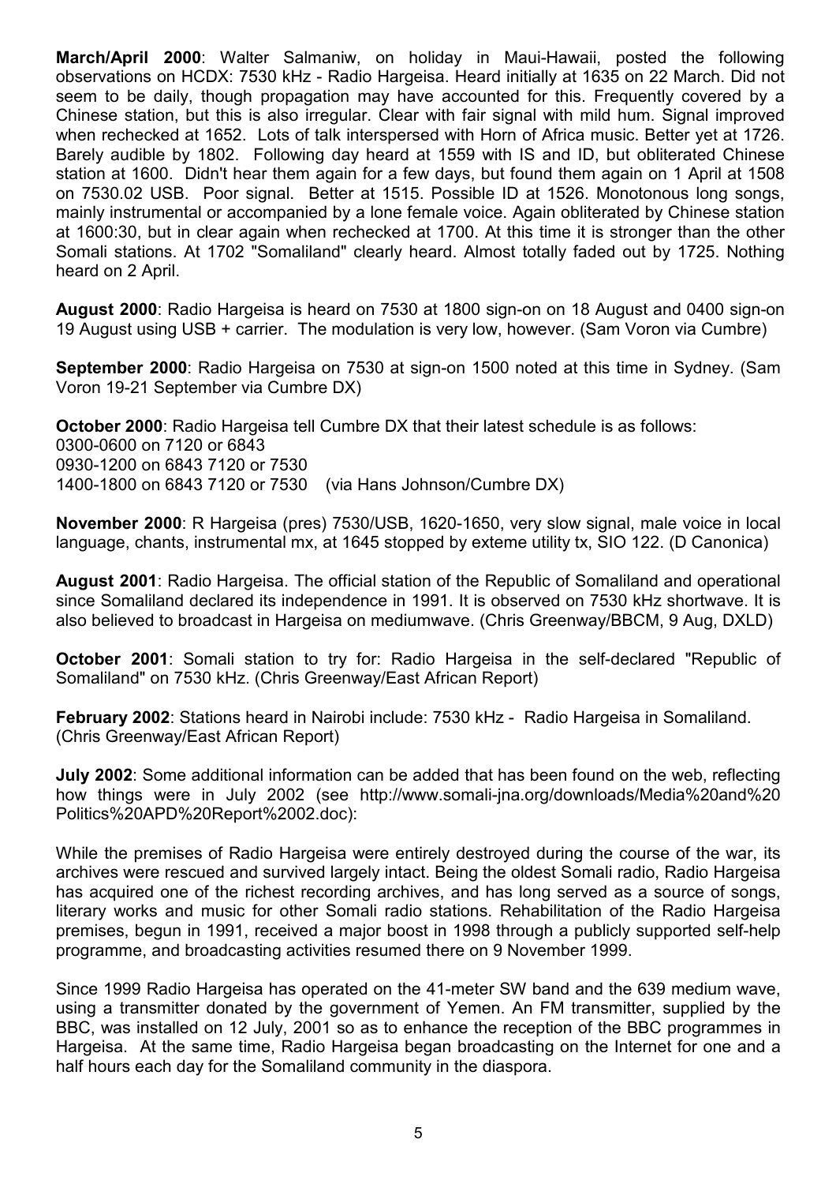**March/April 2000**: Walter Salmaniw, on holiday in Maui-Hawaii, posted the following observations on HCDX: 7530 kHz - Radio Hargeisa. Heard initially at 1635 on 22 March. Did not seem to be daily, though propagation may have accounted for this. Frequently covered by a Chinese station, but this is also irregular. Clear with fair signal with mild hum. Signal improved when rechecked at 1652. Lots of talk interspersed with Horn of Africa music. Better yet at 1726. Barely audible by 1802. Following day heard at 1559 with IS and ID, but obliterated Chinese station at 1600. Didn't hear them again for a few days, but found them again on 1 April at 1508 on 7530.02 USB. Poor signal. Better at 1515. Possible ID at 1526. Monotonous long songs, mainly instrumental or accompanied by a lone female voice. Again obliterated by Chinese station at 1600:30, but in clear again when rechecked at 1700. At this time it is stronger than the other Somali stations. At 1702 "Somaliland" clearly heard. Almost totally faded out by 1725. Nothing heard on 2 April.

**August 2000**: Radio Hargeisa is heard on 7530 at 1800 sign-on on 18 August and 0400 sign-on 19 August using USB + carrier. The modulation is very low, however. (Sam Voron via Cumbre)

**September 2000**: Radio Hargeisa on 7530 at sign-on 1500 noted at this time in Sydney. (Sam Voron 19-21 September via Cumbre DX)

**October 2000**: Radio Hargeisa tell Cumbre DX that their latest schedule is as follows:
0300-0600 on 7120 or 6843
0930-1200 on 6843 7120 or 7530
1400-1800 on 6843 7120 or 7530 (via Hans Johnson/Cumbre DX)

**November 2000**: R Hargeisa (pres) 7530/USB, 1620-1650, very slow signal, male voice in local language, chants, instrumental mx, at 1645 stopped by exteme utility tx, SIO 122. (D Canonica)

**August 2001**: Radio Hargeisa. The official station of the Republic of Somaliland and operational since Somaliland declared its independence in 1991. It is observed on 7530 kHz shortwave. It is also believed to broadcast in Hargeisa on mediumwave. (Chris Greenway/BBCM, 9 Aug, DXLD)

**October 2001**: Somali station to try for: Radio Hargeisa in the self-declared "Republic of Somaliland" on 7530 kHz. (Chris Greenway/East African Report)

**February 2002**: Stations heard in Nairobi include: 7530 kHz - Radio Hargeisa in Somaliland. (Chris Greenway/East African Report)

**July 2002**: Some additional information can be added that has been found on the web, reflecting how things were in July 2002 (see http://www.somali-jna.org/downloads/Media%20and%20 Politics%20APD%20Report%2002.doc):

While the premises of Radio Hargeisa were entirely destroyed during the course of the war, its archives were rescued and survived largely intact. Being the oldest Somali radio, Radio Hargeisa has acquired one of the richest recording archives, and has long served as a source of songs, literary works and music for other Somali radio stations. Rehabilitation of the Radio Hargeisa premises, begun in 1991, received a major boost in 1998 through a publicly supported self-help programme, and broadcasting activities resumed there on 9 November 1999.

Since 1999 Radio Hargeisa has operated on the 41-meter SW band and the 639 medium wave, using a transmitter donated by the government of Yemen. An FM transmitter, supplied by the BBC, was installed on 12 July, 2001 so as to enhance the reception of the BBC programmes in Hargeisa. At the same time, Radio Hargeisa began broadcasting on the Internet for one and a half hours each day for the Somaliland community in the diaspora.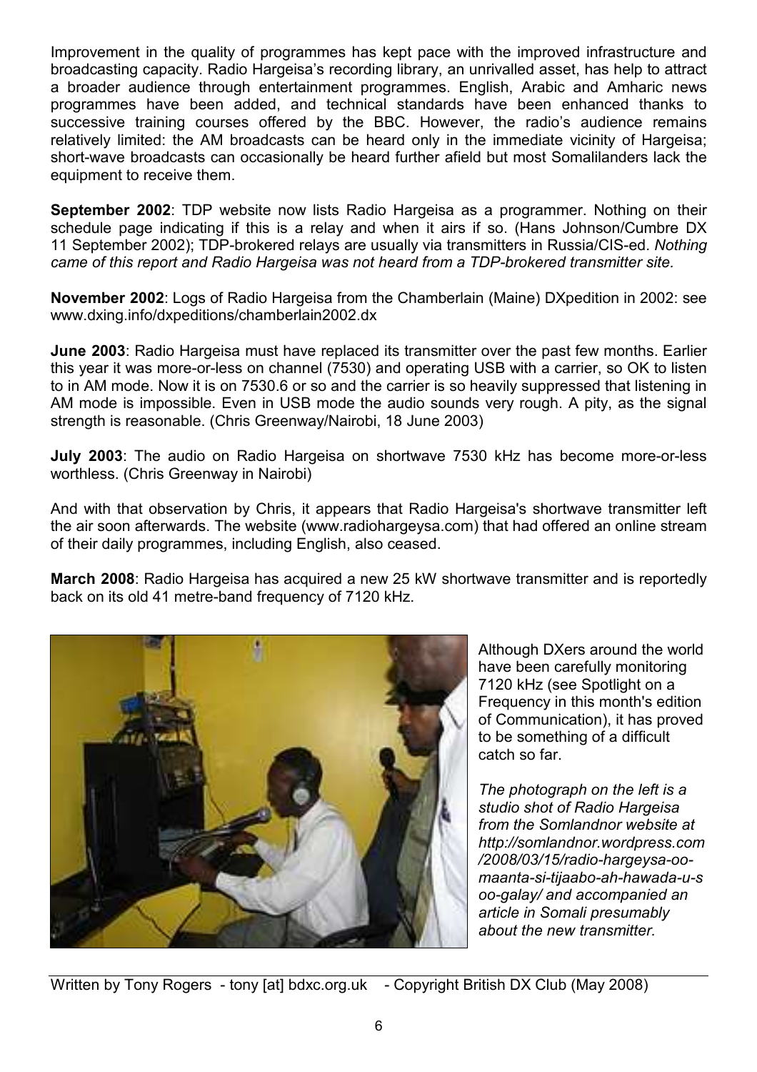Improvement in the quality of programmes has kept pace with the improved infrastructure and broadcasting capacity. Radio Hargeisa's recording library, an unrivalled asset, has help to attract a broader audience through entertainment programmes. English, Arabic and Amharic news programmes have been added, and technical standards have been enhanced thanks to successive training courses offered by the BBC. However, the radio's audience remains relatively limited: the AM broadcasts can be heard only in the immediate vicinity of Hargeisa; short-wave broadcasts can occasionally be heard further afield but most Somalilanders lack the equipment to receive them.

**September 2002**: TDP website now lists Radio Hargeisa as a programmer. Nothing on their schedule page indicating if this is a relay and when it airs if so. (Hans Johnson/Cumbre DX 11 September 2002); TDP-brokered relays are usually via transmitters in Russia/CIS-ed. *Nothing came of this report and Radio Hargeisa was not heard from a TDP-brokered transmitter site.*

**November 2002**: Logs of Radio Hargeisa from the Chamberlain (Maine) DXpedition in 2002: see www.dxing.info/dxpeditions/chamberlain2002.dx

**June 2003**: Radio Hargeisa must have replaced its transmitter over the past few months. Earlier this year it was more-or-less on channel (7530) and operating USB with a carrier, so OK to listen to in AM mode. Now it is on 7530.6 or so and the carrier is so heavily suppressed that listening in AM mode is impossible. Even in USB mode the audio sounds very rough. A pity, as the signal strength is reasonable. (Chris Greenway/Nairobi, 18 June 2003)

**July 2003**: The audio on Radio Hargeisa on shortwave 7530 kHz has become more-or-less worthless. (Chris Greenway in Nairobi)

And with that observation by Chris, it appears that Radio Hargeisa's shortwave transmitter left the air soon afterwards. The website (www.radiohargeysa.com) that had offered an online stream of their daily programmes, including English, also ceased.

**March 2008**: Radio Hargeisa has acquired a new 25 kW shortwave transmitter and is reportedly back on its old 41 metre-band frequency of 7120 kHz.

Although DXers around the world have been carefully monitoring 7120 kHz (see Spotlight on a Frequency in this month's edition of Communication), it has proved to be something of a difficult catch so far.

*The photograph on the left is a studio shot of Radio Hargeisa from the Somlandnor website at http://somlandnor.wordpress.com/2008/03/15/radio-hargeysa-oo-maanta-si-tijaabo-ah-hawada-u-soo-galay/ and accompanied an article in Somali presumably about the new transmitter.*

Written by Tony Rogers - tony [at] bdxc.org.uk - Copyright British DX Club (May 2008)